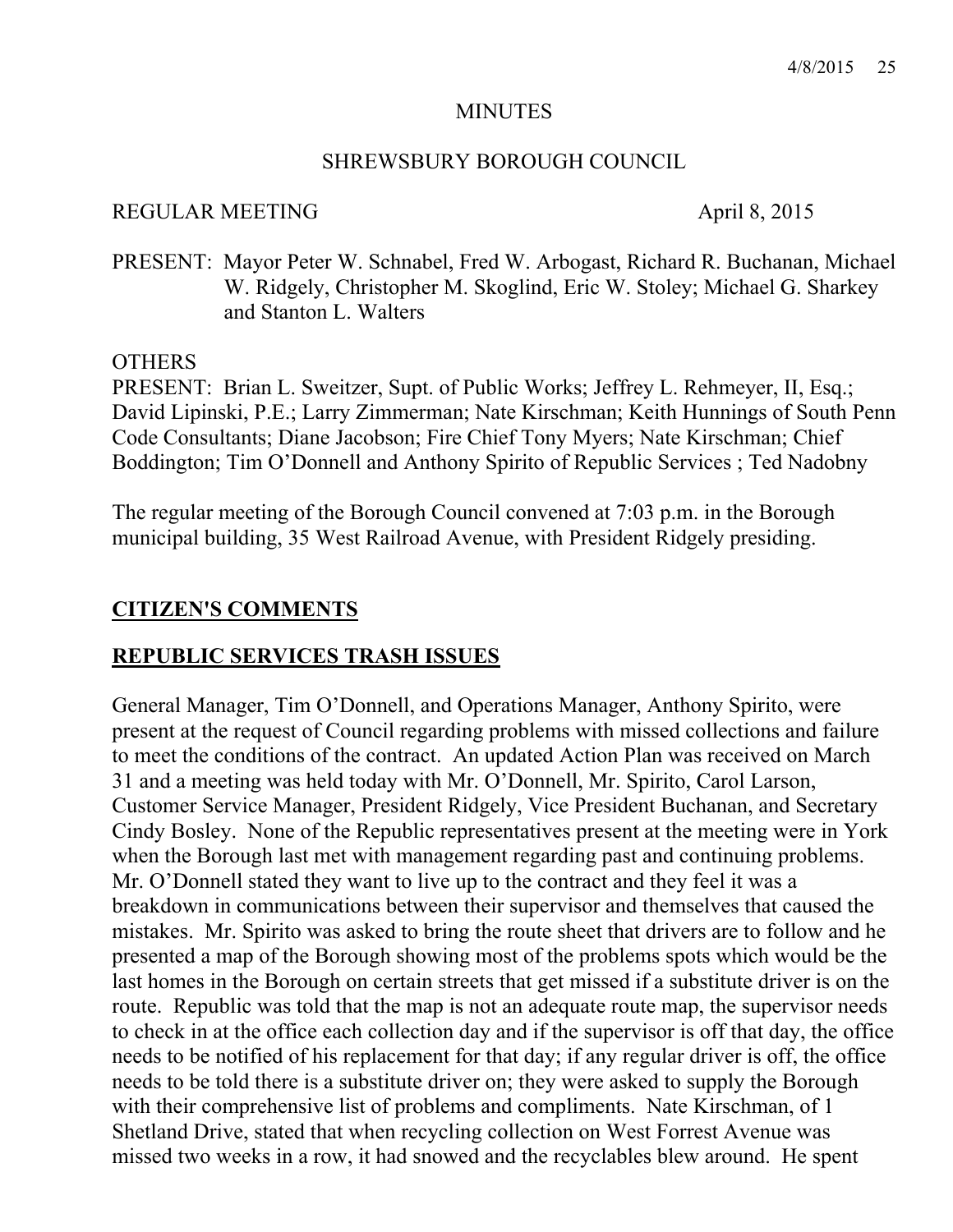MINUTES

SHREWSBURY BOROUGH COUNCIL

REGULAR MEETING April 8, 2015

PRESENT: Mayor Peter W. Schnabel, Fred W. Arbogast, Richard R. Buchanan, Michael W. Ridgely, Christopher M. Skoglind, Eric W. Stoley; Michael G. Sharkey and Stanton L. Walters

OTHERS
PRESENT: Brian L. Sweitzer, Supt. of Public Works; Jeffrey L. Rehmeyer, II, Esq.; David Lipinski, P.E.; Larry Zimmerman; Nate Kirschman; Keith Hunnings of South Penn Code Consultants; Diane Jacobson; Fire Chief Tony Myers; Nate Kirschman; Chief Boddington; Tim O'Donnell and Anthony Spirito of Republic Services ; Ted Nadobny

The regular meeting of the Borough Council convened at 7:03 p.m. in the Borough municipal building, 35 West Railroad Avenue, with President Ridgely presiding.

## CITIZEN'S COMMENTS

## REPUBLIC SERVICES TRASH ISSUES

General Manager, Tim O'Donnell, and Operations Manager, Anthony Spirito, were present at the request of Council regarding problems with missed collections and failure to meet the conditions of the contract. An updated Action Plan was received on March 31 and a meeting was held today with Mr. O'Donnell, Mr. Spirito, Carol Larson, Customer Service Manager, President Ridgely, Vice President Buchanan, and Secretary Cindy Bosley. None of the Republic representatives present at the meeting were in York when the Borough last met with management regarding past and continuing problems. Mr. O'Donnell stated they want to live up to the contract and they feel it was a breakdown in communications between their supervisor and themselves that caused the mistakes. Mr. Spirito was asked to bring the route sheet that drivers are to follow and he presented a map of the Borough showing most of the problems spots which would be the last homes in the Borough on certain streets that get missed if a substitute driver is on the route. Republic was told that the map is not an adequate route map, the supervisor needs to check in at the office each collection day and if the supervisor is off that day, the office needs to be notified of his replacement for that day; if any regular driver is off, the office needs to be told there is a substitute driver on; they were asked to supply the Borough with their comprehensive list of problems and compliments. Nate Kirschman, of 1 Shetland Drive, stated that when recycling collection on West Forrest Avenue was missed two weeks in a row, it had snowed and the recyclables blew around. He spent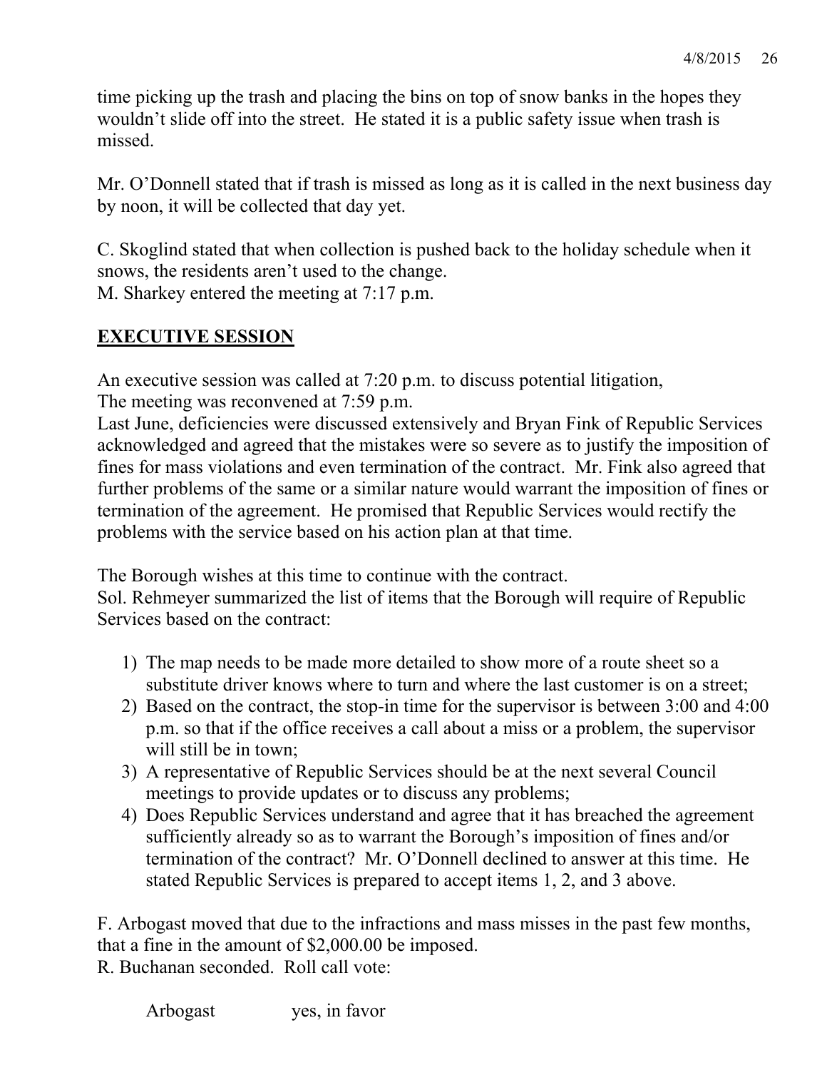time picking up the trash and placing the bins on top of snow banks in the hopes they wouldn't slide off into the street. He stated it is a public safety issue when trash is missed.

Mr. O'Donnell stated that if trash is missed as long as it is called in the next business day by noon, it will be collected that day yet.

C. Skoglind stated that when collection is pushed back to the holiday schedule when it snows, the residents aren't used to the change.
M. Sharkey entered the meeting at 7:17 p.m.

## EXECUTIVE SESSION

An executive session was called at 7:20 p.m. to discuss potential litigation,
The meeting was reconvened at 7:59 p.m.
Last June, deficiencies were discussed extensively and Bryan Fink of Republic Services acknowledged and agreed that the mistakes were so severe as to justify the imposition of fines for mass violations and even termination of the contract. Mr. Fink also agreed that further problems of the same or a similar nature would warrant the imposition of fines or termination of the agreement. He promised that Republic Services would rectify the problems with the service based on his action plan at that time.

The Borough wishes at this time to continue with the contract.
Sol. Rehmeyer summarized the list of items that the Borough will require of Republic Services based on the contract:

1) The map needs to be made more detailed to show more of a route sheet so a substitute driver knows where to turn and where the last customer is on a street;
2) Based on the contract, the stop-in time for the supervisor is between 3:00 and 4:00 p.m. so that if the office receives a call about a miss or a problem, the supervisor will still be in town;
3) A representative of Republic Services should be at the next several Council meetings to provide updates or to discuss any problems;
4) Does Republic Services understand and agree that it has breached the agreement sufficiently already so as to warrant the Borough's imposition of fines and/or termination of the contract? Mr. O'Donnell declined to answer at this time. He stated Republic Services is prepared to accept items 1, 2, and 3 above.

F. Arbogast moved that due to the infractions and mass misses in the past few months, that a fine in the amount of $2,000.00 be imposed.
R. Buchanan seconded. Roll call vote:

Arbogast yes, in favor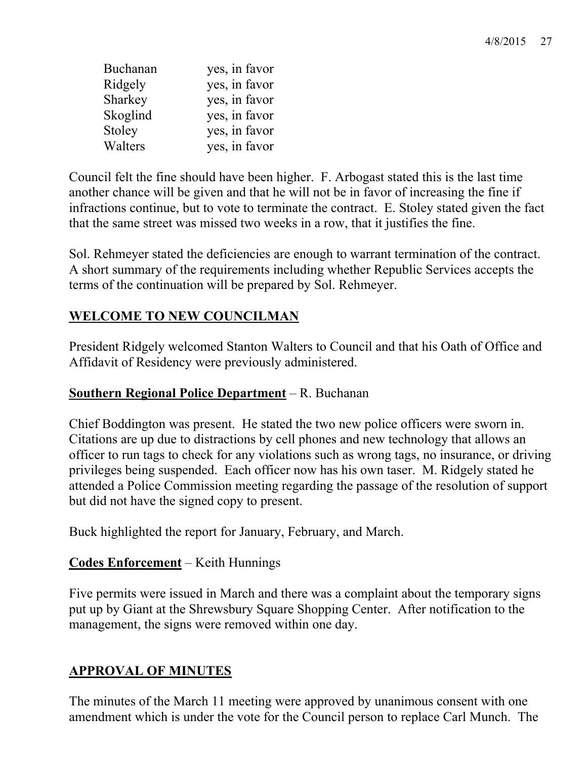| | |
|---|---|
| Buchanan | yes, in favor |
| Ridgely | yes, in favor |
| Sharkey | yes, in favor |
| Skoglind | yes, in favor |
| Stoley | yes, in favor |
| Walters | yes, in favor |

Council felt the fine should have been higher. F. Arbogast stated this is the last time another chance will be given and that he will not be in favor of increasing the fine if infractions continue, but to vote to terminate the contract. E. Stoley stated given the fact that the same street was missed two weeks in a row, that it justifies the fine.

Sol. Rehmeyer stated the deficiencies are enough to warrant termination of the contract. A short summary of the requirements including whether Republic Services accepts the terms of the continuation will be prepared by Sol. Rehmeyer.

## WELCOME TO NEW COUNCILMAN

President Ridgely welcomed Stanton Walters to Council and that his Oath of Office and Affidavit of Residency were previously administered.

**Southern Regional Police Department** – R. Buchanan

Chief Boddington was present. He stated the two new police officers were sworn in. Citations are up due to distractions by cell phones and new technology that allows an officer to run tags to check for any violations such as wrong tags, no insurance, or driving privileges being suspended. Each officer now has his own taser. M. Ridgely stated he attended a Police Commission meeting regarding the passage of the resolution of support but did not have the signed copy to present.

Buck highlighted the report for January, February, and March.

**Codes Enforcement** – Keith Hunnings

Five permits were issued in March and there was a complaint about the temporary signs put up by Giant at the Shrewsbury Square Shopping Center. After notification to the management, the signs were removed within one day.

## APPROVAL OF MINUTES

The minutes of the March 11 meeting were approved by unanimous consent with one amendment which is under the vote for the Council person to replace Carl Munch. The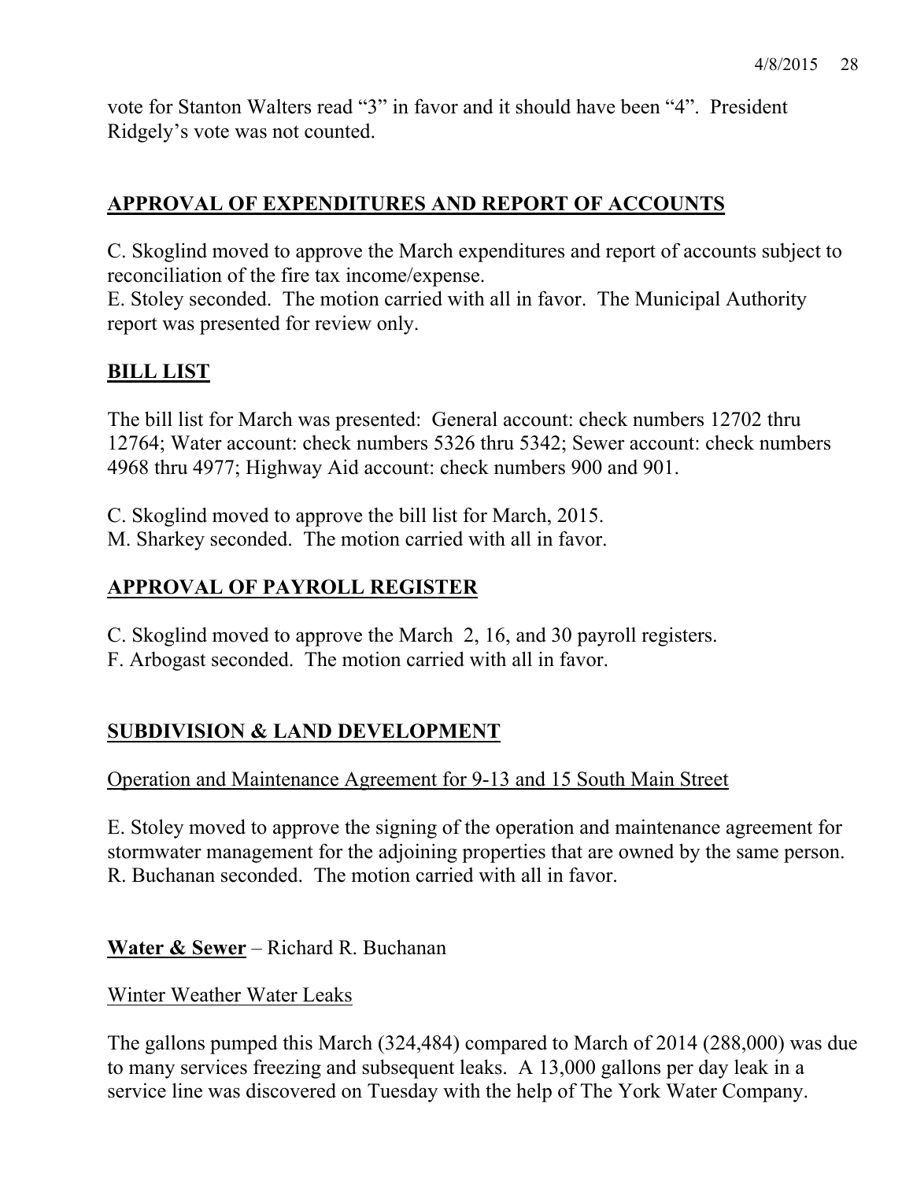vote for Stanton Walters read "3" in favor and it should have been "4". President Ridgely's vote was not counted.

## APPROVAL OF EXPENDITURES AND REPORT OF ACCOUNTS

C. Skoglind moved to approve the March expenditures and report of accounts subject to reconciliation of the fire tax income/expense.
E. Stoley seconded. The motion carried with all in favor. The Municipal Authority report was presented for review only.

## BILL LIST

The bill list for March was presented: General account: check numbers 12702 thru 12764; Water account: check numbers 5326 thru 5342; Sewer account: check numbers 4968 thru 4977; Highway Aid account: check numbers 900 and 901.

C. Skoglind moved to approve the bill list for March, 2015.
M. Sharkey seconded. The motion carried with all in favor.

## APPROVAL OF PAYROLL REGISTER

C. Skoglind moved to approve the March 2, 16, and 30 payroll registers.
F. Arbogast seconded. The motion carried with all in favor.

## SUBDIVISION & LAND DEVELOPMENT

### Operation and Maintenance Agreement for 9-13 and 15 South Main Street

E. Stoley moved to approve the signing of the operation and maintenance agreement for stormwater management for the adjoining properties that are owned by the same person.
R. Buchanan seconded. The motion carried with all in favor.

## Water & Sewer – Richard R. Buchanan

### Winter Weather Water Leaks

The gallons pumped this March (324,484) compared to March of 2014 (288,000) was due to many services freezing and subsequent leaks. A 13,000 gallons per day leak in a service line was discovered on Tuesday with the help of The York Water Company.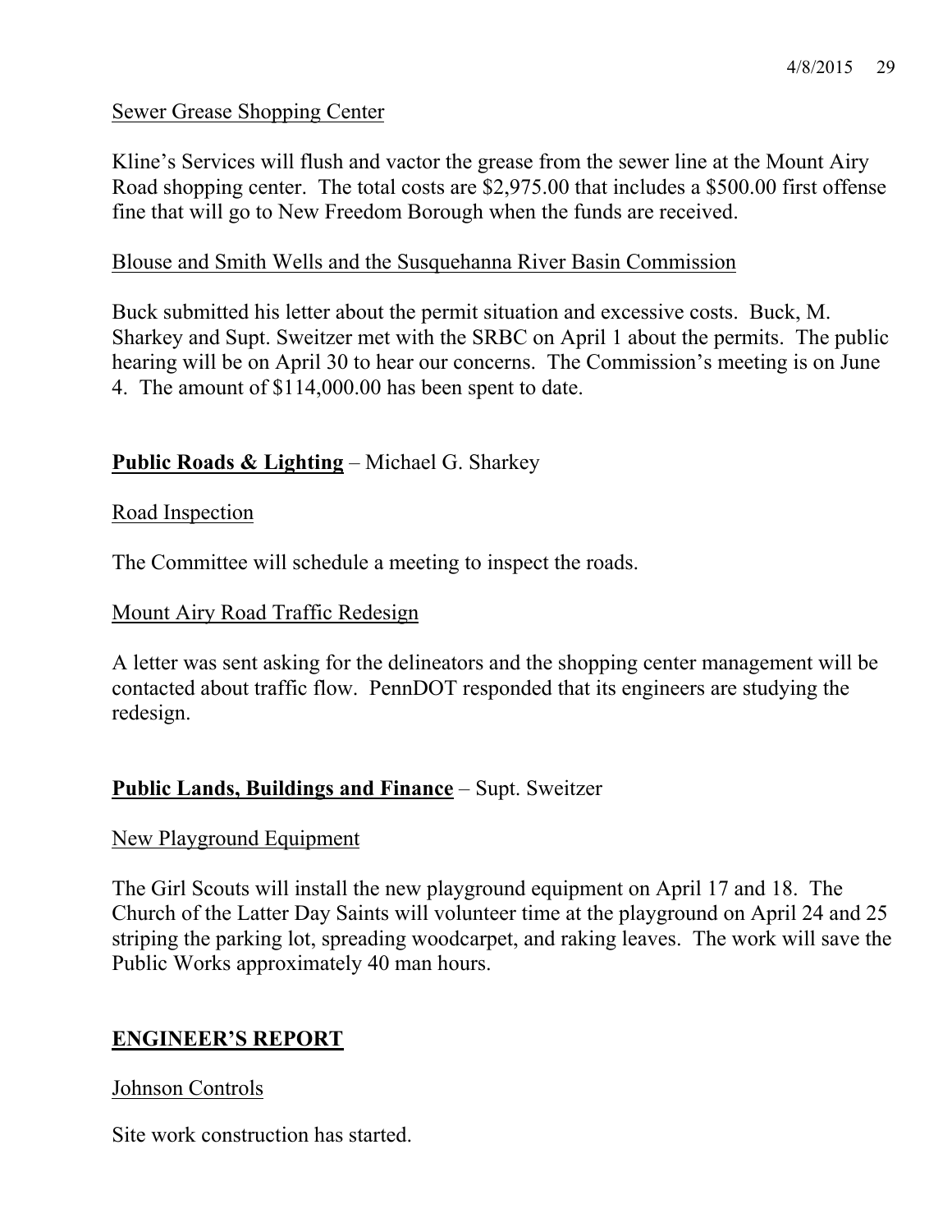Sewer Grease Shopping Center

Kline's Services will flush and vactor the grease from the sewer line at the Mount Airy Road shopping center. The total costs are $2,975.00 that includes a $500.00 first offense fine that will go to New Freedom Borough when the funds are received.

Blouse and Smith Wells and the Susquehanna River Basin Commission

Buck submitted his letter about the permit situation and excessive costs. Buck, M. Sharkey and Supt. Sweitzer met with the SRBC on April 1 about the permits. The public hearing will be on April 30 to hear our concerns. The Commission's meeting is on June 4. The amount of $114,000.00 has been spent to date.

**Public Roads & Lighting** – Michael G. Sharkey

Road Inspection

The Committee will schedule a meeting to inspect the roads.

Mount Airy Road Traffic Redesign

A letter was sent asking for the delineators and the shopping center management will be contacted about traffic flow. PennDOT responded that its engineers are studying the redesign.

**Public Lands, Buildings and Finance** – Supt. Sweitzer

New Playground Equipment

The Girl Scouts will install the new playground equipment on April 17 and 18. The Church of the Latter Day Saints will volunteer time at the playground on April 24 and 25 striping the parking lot, spreading woodcarpet, and raking leaves. The work will save the Public Works approximately 40 man hours.

## ENGINEER'S REPORT

Johnson Controls

Site work construction has started.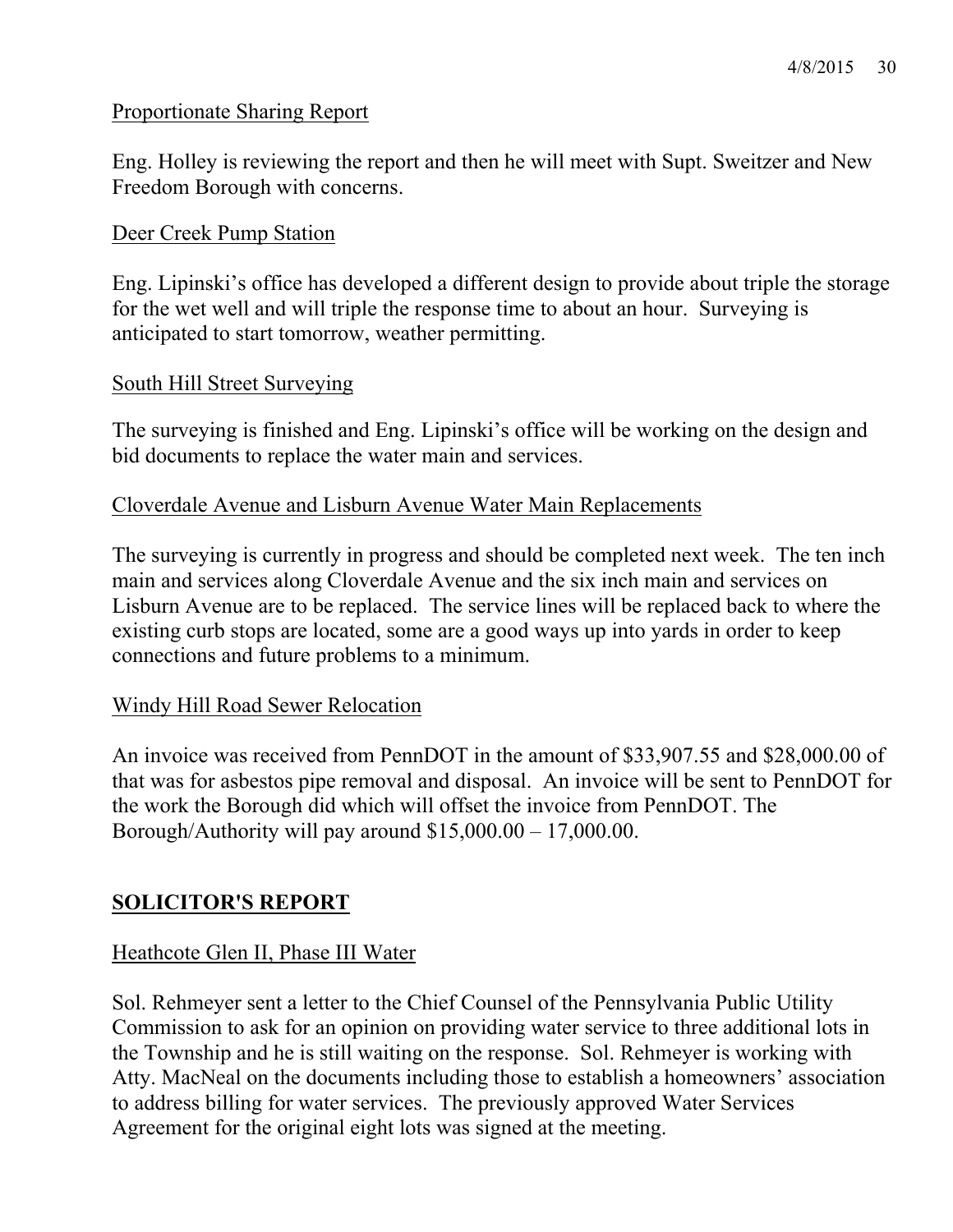Proportionate Sharing Report

Eng. Holley is reviewing the report and then he will meet with Supt. Sweitzer and New Freedom Borough with concerns.

Deer Creek Pump Station

Eng. Lipinski's office has developed a different design to provide about triple the storage for the wet well and will triple the response time to about an hour. Surveying is anticipated to start tomorrow, weather permitting.

South Hill Street Surveying

The surveying is finished and Eng. Lipinski's office will be working on the design and bid documents to replace the water main and services.

Cloverdale Avenue and Lisburn Avenue Water Main Replacements

The surveying is currently in progress and should be completed next week. The ten inch main and services along Cloverdale Avenue and the six inch main and services on Lisburn Avenue are to be replaced. The service lines will be replaced back to where the existing curb stops are located, some are a good ways up into yards in order to keep connections and future problems to a minimum.

Windy Hill Road Sewer Relocation

An invoice was received from PennDOT in the amount of $33,907.55 and $28,000.00 of that was for asbestos pipe removal and disposal. An invoice will be sent to PennDOT for the work the Borough did which will offset the invoice from PennDOT. The Borough/Authority will pay around $15,000.00 – 17,000.00.

## SOLICITOR'S REPORT

Heathcote Glen II, Phase III Water

Sol. Rehmeyer sent a letter to the Chief Counsel of the Pennsylvania Public Utility Commission to ask for an opinion on providing water service to three additional lots in the Township and he is still waiting on the response. Sol. Rehmeyer is working with Atty. MacNeal on the documents including those to establish a homeowners' association to address billing for water services. The previously approved Water Services Agreement for the original eight lots was signed at the meeting.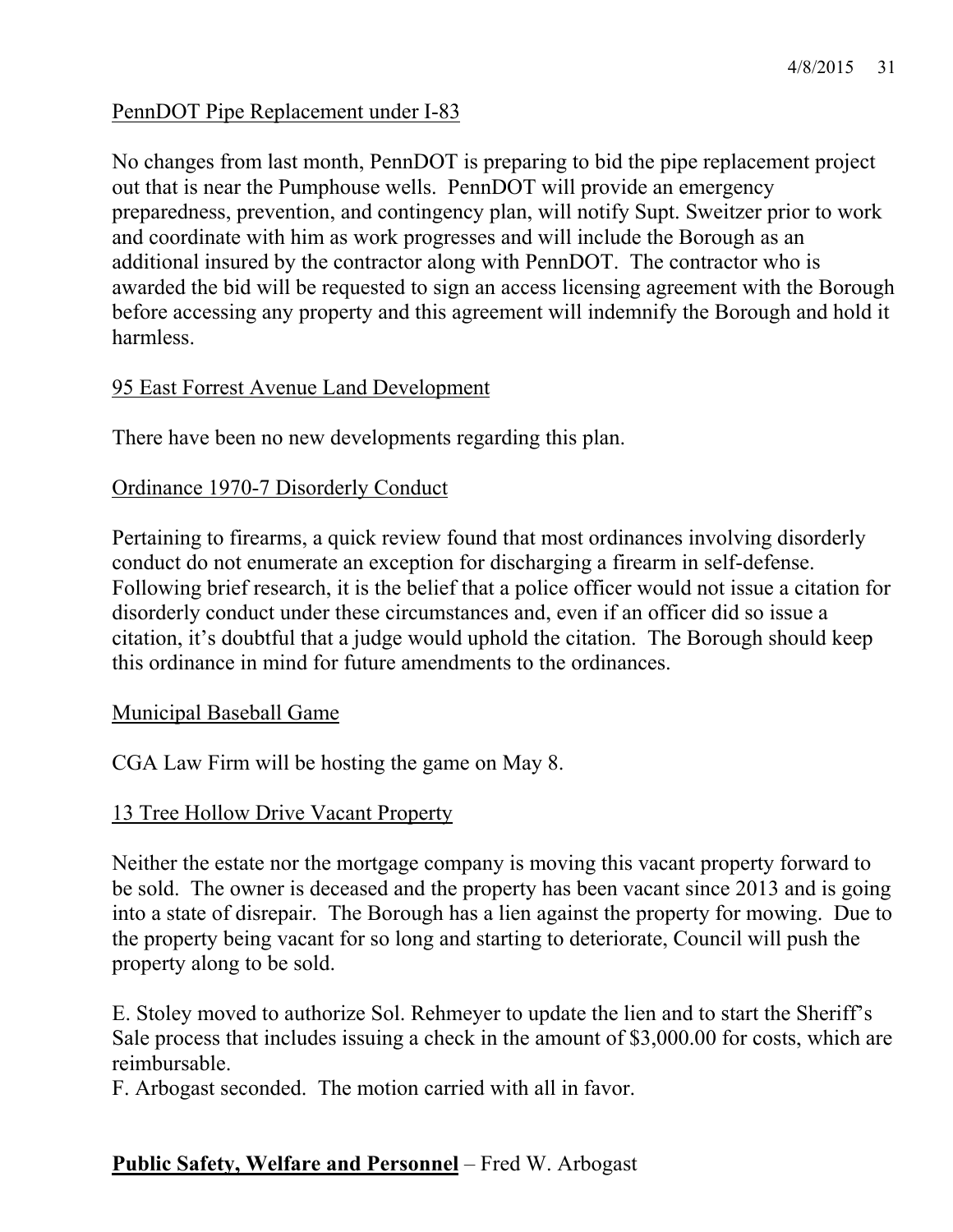PennDOT Pipe Replacement under I-83

No changes from last month, PennDOT is preparing to bid the pipe replacement project out that is near the Pumphouse wells. PennDOT will provide an emergency preparedness, prevention, and contingency plan, will notify Supt. Sweitzer prior to work and coordinate with him as work progresses and will include the Borough as an additional insured by the contractor along with PennDOT. The contractor who is awarded the bid will be requested to sign an access licensing agreement with the Borough before accessing any property and this agreement will indemnify the Borough and hold it harmless.

95 East Forrest Avenue Land Development

There have been no new developments regarding this plan.

Ordinance 1970-7 Disorderly Conduct

Pertaining to firearms, a quick review found that most ordinances involving disorderly conduct do not enumerate an exception for discharging a firearm in self-defense. Following brief research, it is the belief that a police officer would not issue a citation for disorderly conduct under these circumstances and, even if an officer did so issue a citation, it's doubtful that a judge would uphold the citation. The Borough should keep this ordinance in mind for future amendments to the ordinances.

Municipal Baseball Game

CGA Law Firm will be hosting the game on May 8.

13 Tree Hollow Drive Vacant Property

Neither the estate nor the mortgage company is moving this vacant property forward to be sold. The owner is deceased and the property has been vacant since 2013 and is going into a state of disrepair. The Borough has a lien against the property for mowing. Due to the property being vacant for so long and starting to deteriorate, Council will push the property along to be sold.

E. Stoley moved to authorize Sol. Rehmeyer to update the lien and to start the Sheriff's Sale process that includes issuing a check in the amount of $3,000.00 for costs, which are reimbursable.
F. Arbogast seconded. The motion carried with all in favor.

**Public Safety, Welfare and Personnel** – Fred W. Arbogast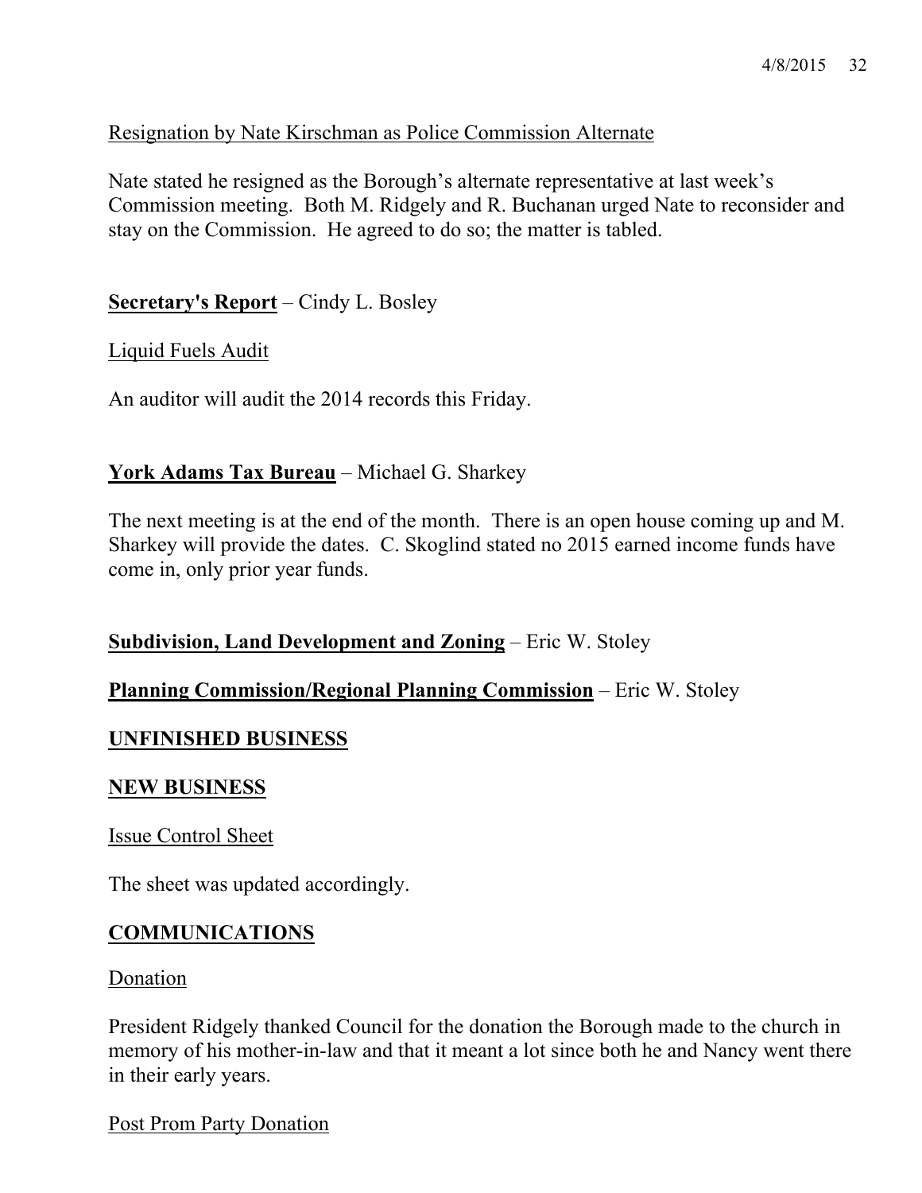Resignation by Nate Kirschman as Police Commission Alternate

Nate stated he resigned as the Borough's alternate representative at last week's Commission meeting. Both M. Ridgely and R. Buchanan urged Nate to reconsider and stay on the Commission. He agreed to do so; the matter is tabled.

**Secretary's Report** – Cindy L. Bosley

Liquid Fuels Audit

An auditor will audit the 2014 records this Friday.

**York Adams Tax Bureau** – Michael G. Sharkey

The next meeting is at the end of the month. There is an open house coming up and M. Sharkey will provide the dates. C. Skoglind stated no 2015 earned income funds have come in, only prior year funds.

**Subdivision, Land Development and Zoning** – Eric W. Stoley

**Planning Commission/Regional Planning Commission** – Eric W. Stoley

## UNFINISHED BUSINESS

## NEW BUSINESS

Issue Control Sheet

The sheet was updated accordingly.

## COMMUNICATIONS

Donation

President Ridgely thanked Council for the donation the Borough made to the church in memory of his mother-in-law and that it meant a lot since both he and Nancy went there in their early years.

Post Prom Party Donation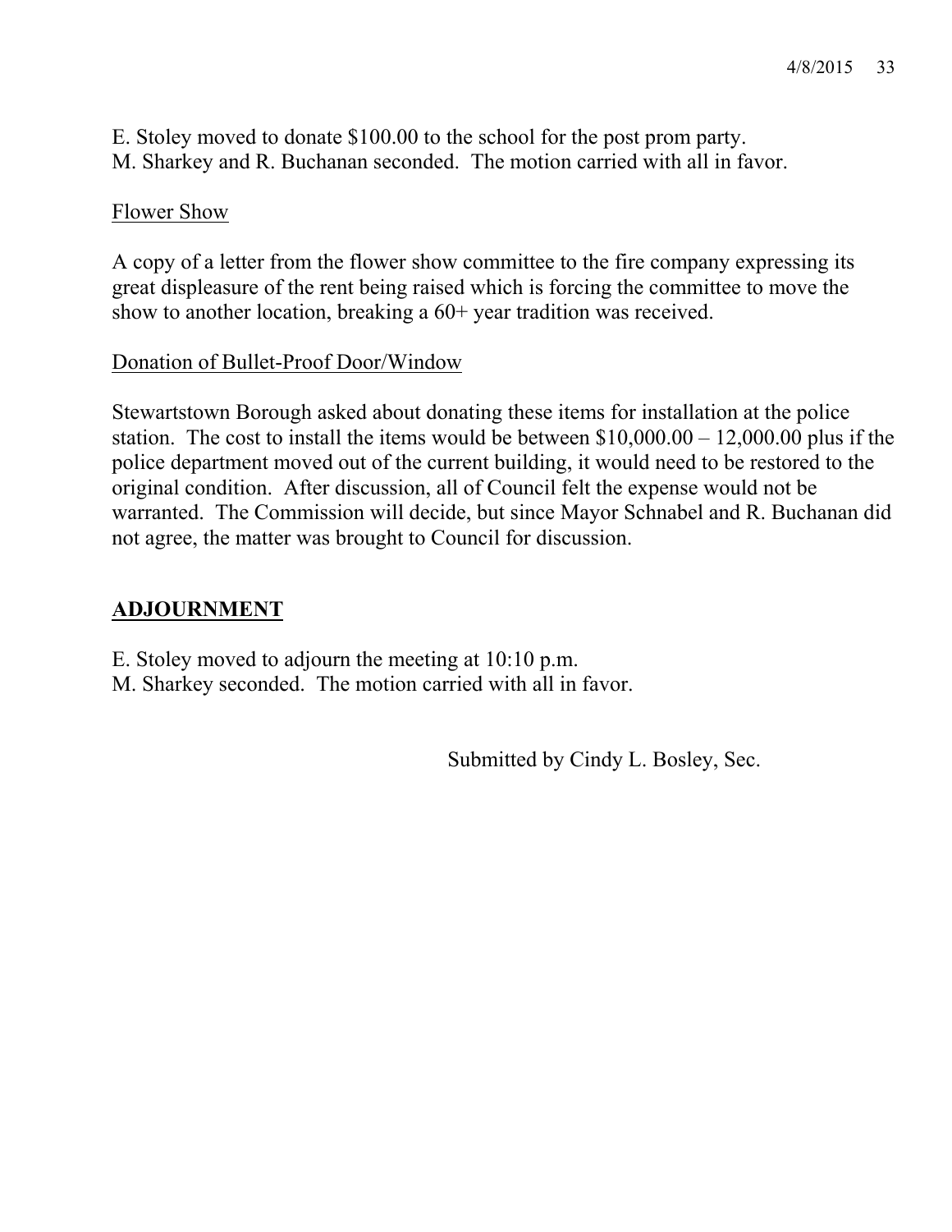E. Stoley moved to donate $100.00 to the school for the post prom party.
M. Sharkey and R. Buchanan seconded. The motion carried with all in favor.

Flower Show

A copy of a letter from the flower show committee to the fire company expressing its great displeasure of the rent being raised which is forcing the committee to move the show to another location, breaking a 60+ year tradition was received.

Donation of Bullet-Proof Door/Window

Stewartstown Borough asked about donating these items for installation at the police station. The cost to install the items would be between $10,000.00 – 12,000.00 plus if the police department moved out of the current building, it would need to be restored to the original condition. After discussion, all of Council felt the expense would not be warranted. The Commission will decide, but since Mayor Schnabel and R. Buchanan did not agree, the matter was brought to Council for discussion.

## ADJOURNMENT

E. Stoley moved to adjourn the meeting at 10:10 p.m.
M. Sharkey seconded. The motion carried with all in favor.

Submitted by Cindy L. Bosley, Sec.